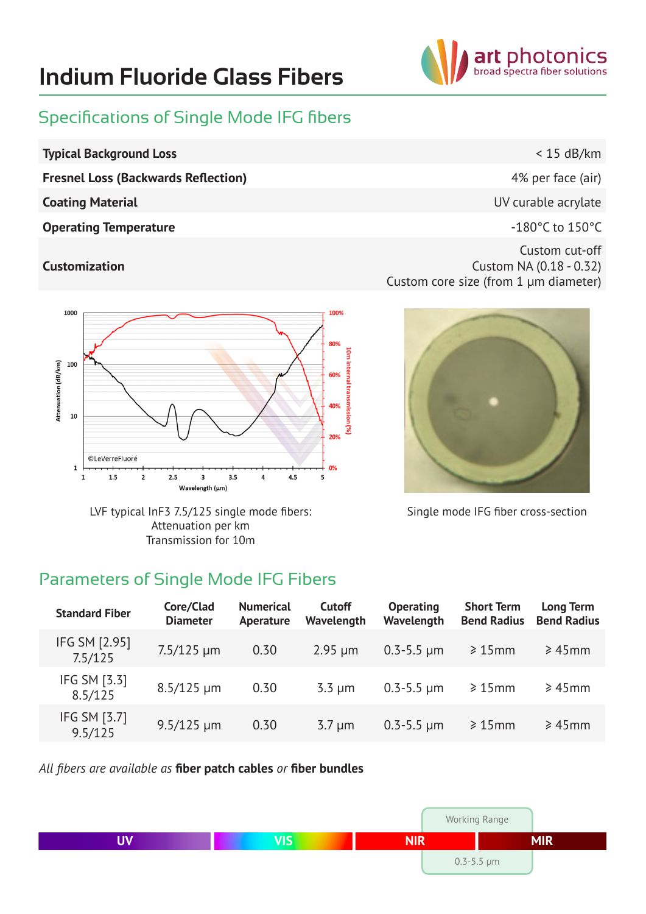# Indium Fluoride Glass Fibers

## Specifications of Single Mode IFG fibers

| | |
|---|---|
| **Typical Background Loss** | < 15 dB/km |
| **Fresnel Loss (Backwards Reflection)** | 4% per face (air) |
| **Coating Material** | UV curable acrylate |
| **Operating Temperature** | -180°C to 150°C |
| **Customization** | Custom cut-off<br>Custom NA (0.18 - 0.32)<br>Custom core size (from 1 µm diameter) |

LVF typical $InF_3$ 7.5/125 single mode fibers:
Attenuation per km
Transmission for 10m

Single mode IFG fiber cross-section

## Parameters of Single Mode IFG Fibers

| Standard Fiber | Core/Clad Diameter | Numerical Aperature | Cutoff Wavelength | Operating Wavelength | Short Term Bend Radius | Long Term Bend Radius |
|---|---|---|---|---|---|---|
| IFG SM [2.95] 7.5/125 | 7.5/125 µm | 0.30 | 2.95 µm | 0.3-5.5 µm | ⩾ 15mm | ⩾ 45mm |
| IFG SM [3.3] 8.5/125 | 8.5/125 µm | 0.30 | 3.3 µm | 0.3-5.5 µm | ⩾ 15mm | ⩾ 45mm |
| IFG SM [3.7] 9.5/125 | 9.5/125 µm | 0.30 | 3.7 µm | 0.3-5.5 µm | ⩾ 15mm | ⩾ 45mm |

*All fibers are available as* **fiber patch cables** *or* **fiber bundles**

Working Range: 0.3-5.5 µm (UV, VIS, NIR, MIR)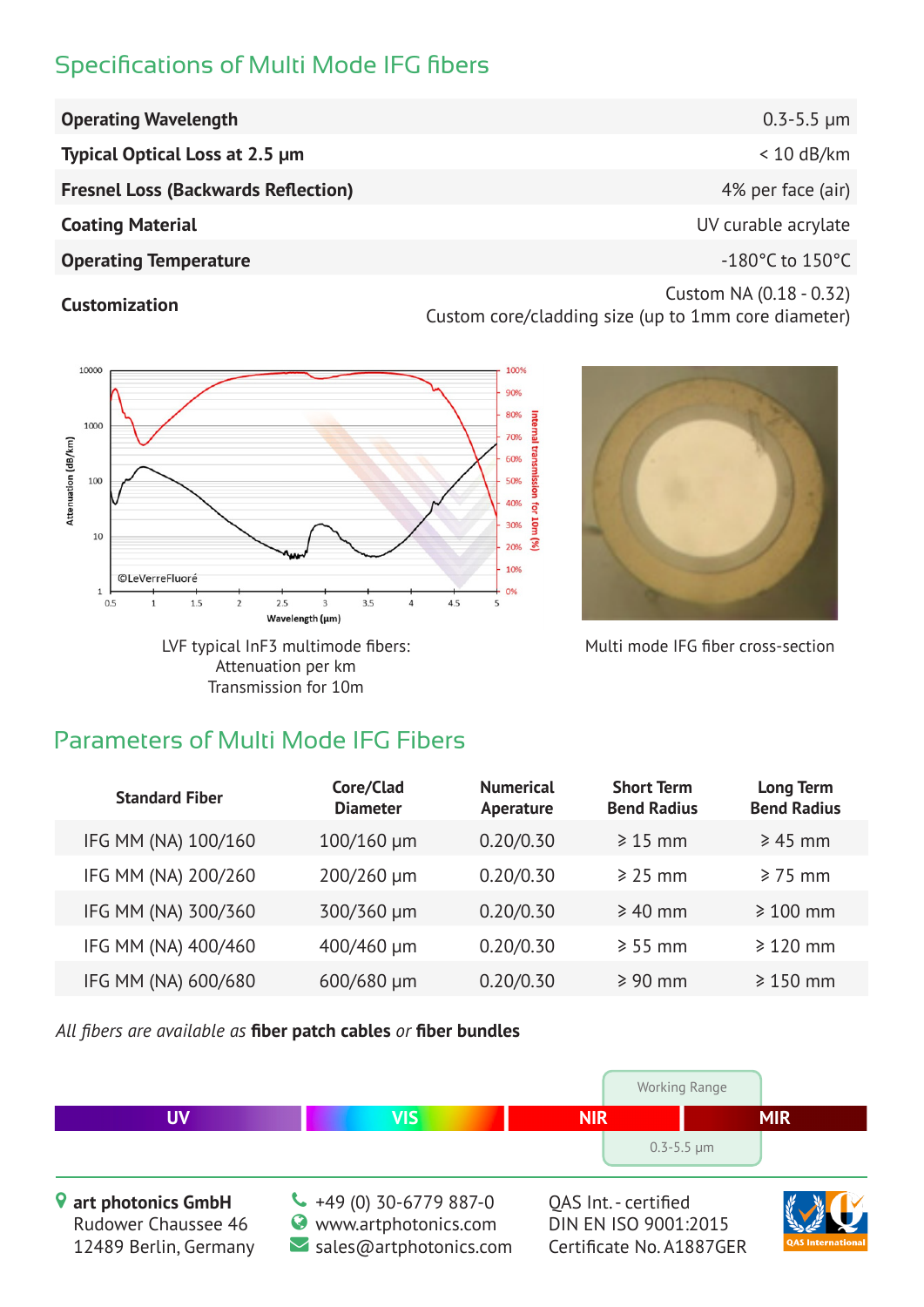## Specifications of Multi Mode IFG fibers

| | |
|---|---|
| **Operating Wavelength** | 0.3-5.5 µm |
| **Typical Optical Loss at 2.5 µm** | < 10 dB/km |
| **Fresnel Loss (Backwards Reflection)** | 4% per face (air) |
| **Coating Material** | UV curable acrylate |
| **Operating Temperature** | -180°C to 150°C |
| **Customization** | Custom NA (0.18 - 0.32)<br>Custom core/cladding size (up to 1mm core diameter) |

10000
1000
100
10
1
Attenuation (dB/km)
100%
90%
80%
70%
60%
50%
40%
30%
20%
10%
0%
Internal transmission for 10m (%)
0.5 1 1.5 2 2.5 3 3.5 4 4.5 5
Wavelength (µm)
©LeVerreFluoré

LVF typical $InF_3$ multimode fibers:
Attenuation per km
Transmission for 10m

Multi mode IFG fiber cross-section

## Parameters of Multi Mode IFG Fibers

| Standard Fiber | Core/Clad Diameter | Numerical Aperature | Short Term Bend Radius | Long Term Bend Radius |
|---|---|---|---|---|
| IFG MM (NA) 100/160 | 100/160 µm | 0.20/0.30 | ⩾ 15 mm | ⩾ 45 mm |
| IFG MM (NA) 200/260 | 200/260 µm | 0.20/0.30 | ⩾ 25 mm | ⩾ 75 mm |
| IFG MM (NA) 300/360 | 300/360 µm | 0.20/0.30 | ⩾ 40 mm | ⩾ 100 mm |
| IFG MM (NA) 400/460 | 400/460 µm | 0.20/0.30 | ⩾ 55 mm | ⩾ 120 mm |
| IFG MM (NA) 600/680 | 600/680 µm | 0.20/0.30 | ⩾ 90 mm | ⩾ 150 mm |

*All fibers are available as* **fiber patch cables** *or* **fiber bundles**

Working Range
UV VIS NIR MIR
0.3-5.5 µm

**art photonics GmbH**
Rudower Chaussee 46
12489 Berlin, Germany

+49 (0) 30-6779 887-0
www.artphotonics.com
sales@artphotonics.com

QAS Int. - certified
DIN EN ISO 9001:2015
Certificate No. A1887GER